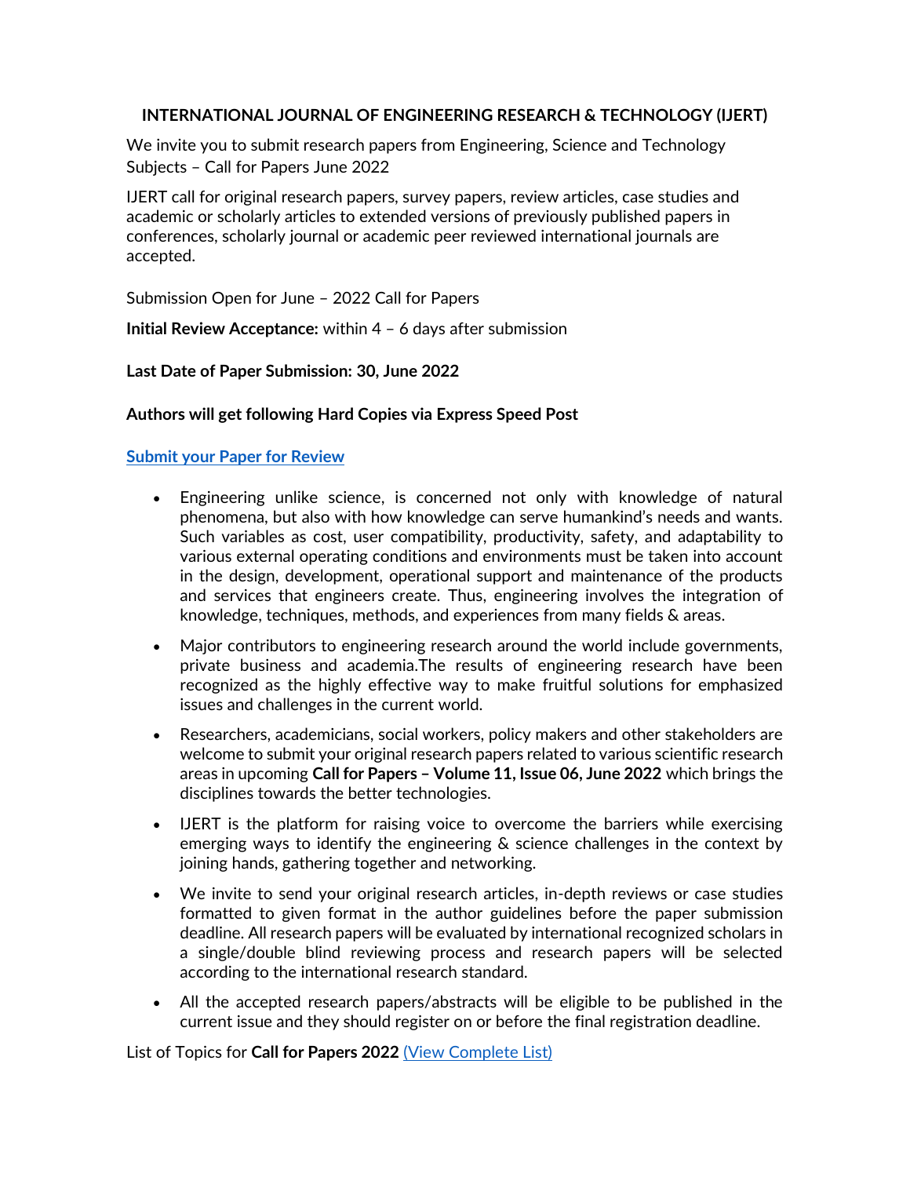**INTERNATIONAL JOURNAL OF ENGINEERING RESEARCH & TECHNOLOGY (IJERT)**

We invite you to submit research papers from Engineering, Science and Technology Subjects – Call for Papers June 2022

IJERT call for original research papers, survey papers, review articles, case studies and academic or scholarly articles to extended versions of previously published papers in conferences, scholarly journal or academic peer reviewed international journals are accepted.

Submission Open for June – 2022 Call for Papers

**Initial Review Acceptance:** within 4 – 6 days after submission

**Last Date of Paper Submission: 30, June 2022**

**Authors will get following Hard Copies via Express Speed Post**

**Submit your Paper for Review**

- Engineering unlike science, is concerned not only with knowledge of natural phenomena, but also with how knowledge can serve humankind's needs and wants. Such variables as cost, user compatibility, productivity, safety, and adaptability to various external operating conditions and environments must be taken into account in the design, development, operational support and maintenance of the products and services that engineers create. Thus, engineering involves the integration of knowledge, techniques, methods, and experiences from many fields & areas.
- Major contributors to engineering research around the world include governments, private business and academia.The results of engineering research have been recognized as the highly effective way to make fruitful solutions for emphasized issues and challenges in the current world.
- Researchers, academicians, social workers, policy makers and other stakeholders are welcome to submit your original research papers related to various scientific research areas in upcoming **Call for Papers – Volume 11, Issue 06, June 2022** which brings the disciplines towards the better technologies.
- IJERT is the platform for raising voice to overcome the barriers while exercising emerging ways to identify the engineering & science challenges in the context by joining hands, gathering together and networking.
- We invite to send your original research articles, in-depth reviews or case studies formatted to given format in the author guidelines before the paper submission deadline. All research papers will be evaluated by international recognized scholars in a single/double blind reviewing process and research papers will be selected according to the international research standard.
- All the accepted research papers/abstracts will be eligible to be published in the current issue and they should register on or before the final registration deadline.

List of Topics for **Call for Papers 2022** (View Complete List)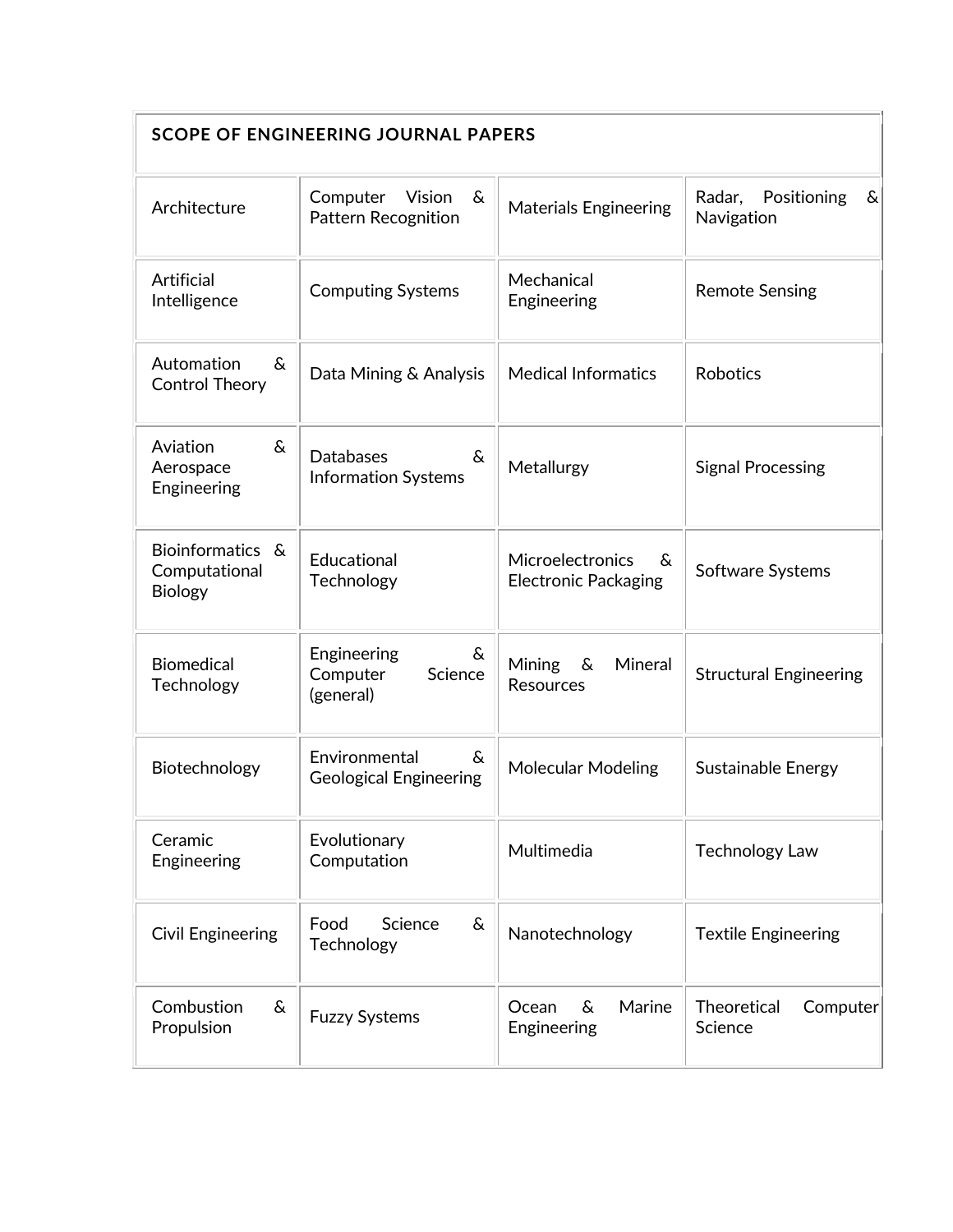| SCOPE OF ENGINEERING JOURNAL PAPERS | | | |
|---|---|---|---|
| Architecture | Computer Vision & Pattern Recognition | Materials Engineering | Radar, Positioning & Navigation |
| Artificial Intelligence | Computing Systems | Mechanical Engineering | Remote Sensing |
| Automation & Control Theory | Data Mining & Analysis | Medical Informatics | Robotics |
| Aviation & Aerospace Engineering | Databases & Information Systems | Metallurgy | Signal Processing |
| Bioinformatics & Computational Biology | Educational Technology | Microelectronics & Electronic Packaging | Software Systems |
| Biomedical Technology | Engineering & Computer Science (general) | Mining & Mineral Resources | Structural Engineering |
| Biotechnology | Environmental & Geological Engineering | Molecular Modeling | Sustainable Energy |
| Ceramic Engineering | Evolutionary Computation | Multimedia | Technology Law |
| Civil Engineering | Food Science & Technology | Nanotechnology | Textile Engineering |
| Combustion & Propulsion | Fuzzy Systems | Ocean & Marine Engineering | Theoretical Computer Science |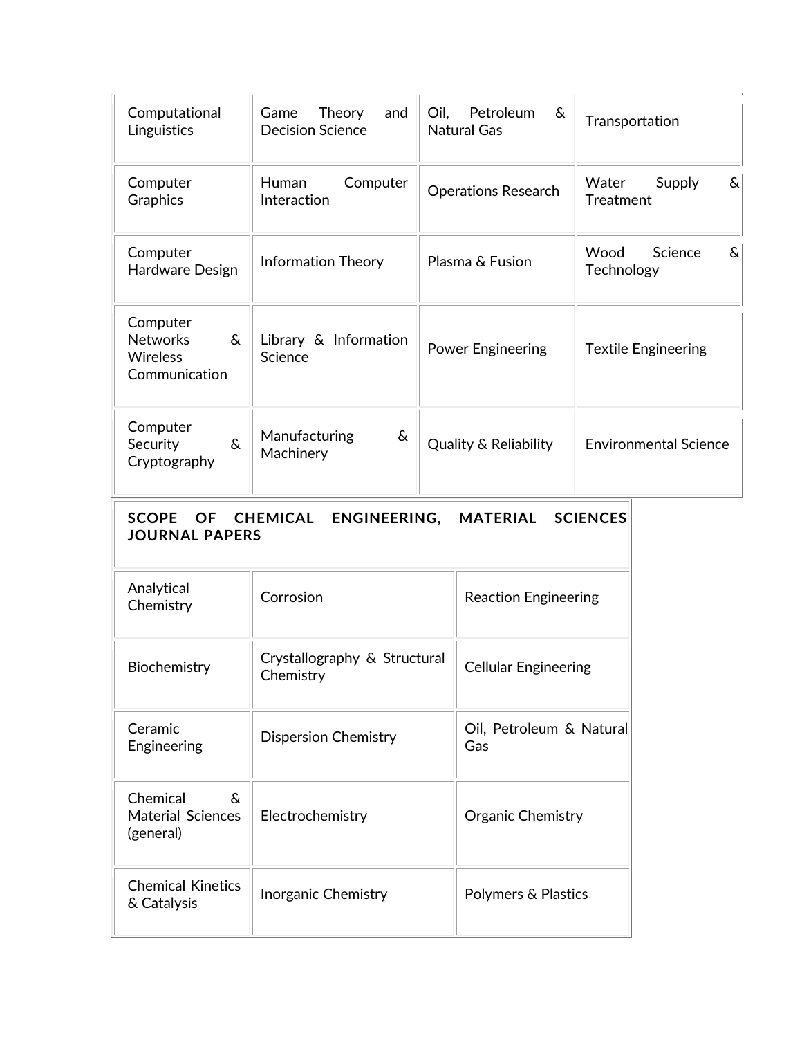| | | | |
|---|---|---|---|
| Computational Linguistics | Game Theory and Decision Science | Oil, Petroleum & Natural Gas | Transportation |
| Computer Graphics | Human Computer Interaction | Operations Research | Water Supply & Treatment |
| Computer Hardware Design | Information Theory | Plasma & Fusion | Wood Science & Technology |
| Computer Networks & Wireless Communication | Library & Information Science | Power Engineering | Textile Engineering |
| Computer Security & Cryptography | Manufacturing & Machinery | Quality & Reliability | Environmental Science |

| **SCOPE OF CHEMICAL ENGINEERING, MATERIAL SCIENCES JOURNAL PAPERS** | | |
|---|---|---|
| Analytical Chemistry | Corrosion | Reaction Engineering |
| Biochemistry | Crystallography & Structural Chemistry | Cellular Engineering |
| Ceramic Engineering | Dispersion Chemistry | Oil, Petroleum & Natural Gas |
| Chemical & Material Sciences (general) | Electrochemistry | Organic Chemistry |
| Chemical Kinetics & Catalysis | Inorganic Chemistry | Polymers & Plastics |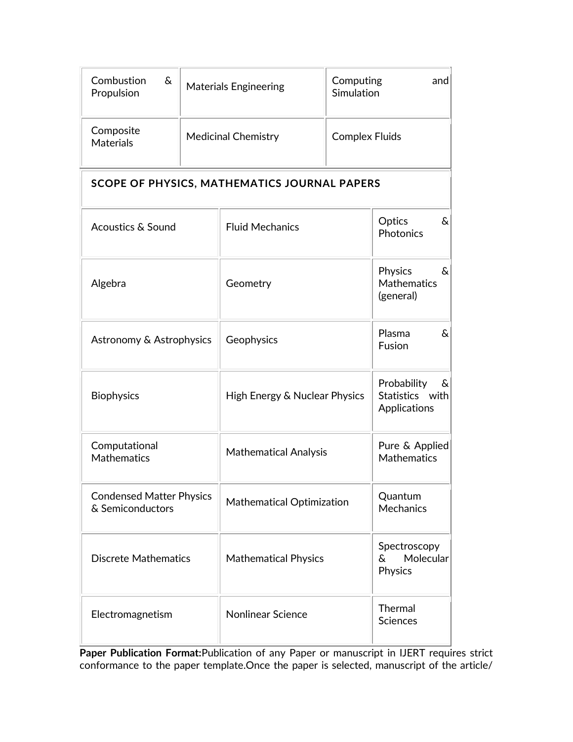| Combustion & Propulsion | Materials Engineering | Computing and Simulation |
|---|---|---|
| Composite Materials | Medicinal Chemistry | Complex Fluids |

| SCOPE OF PHYSICS, MATHEMATICS JOURNAL PAPERS | | |
|---|---|---|
| Acoustics & Sound | Fluid Mechanics | Optics & Photonics |
| Algebra | Geometry | Physics & Mathematics (general) |
| Astronomy & Astrophysics | Geophysics | Plasma & Fusion |
| Biophysics | High Energy & Nuclear Physics | Probability & Statistics with Applications |
| Computational Mathematics | Mathematical Analysis | Pure & Applied Mathematics |
| Condensed Matter Physics & Semiconductors | Mathematical Optimization | Quantum Mechanics |
| Discrete Mathematics | Mathematical Physics | Spectroscopy & Molecular Physics |
| Electromagnetism | Nonlinear Science | Thermal Sciences |

**Paper Publication Format:**Publication of any Paper or manuscript in IJERT requires strict conformance to the paper template.Once the paper is selected, manuscript of the article/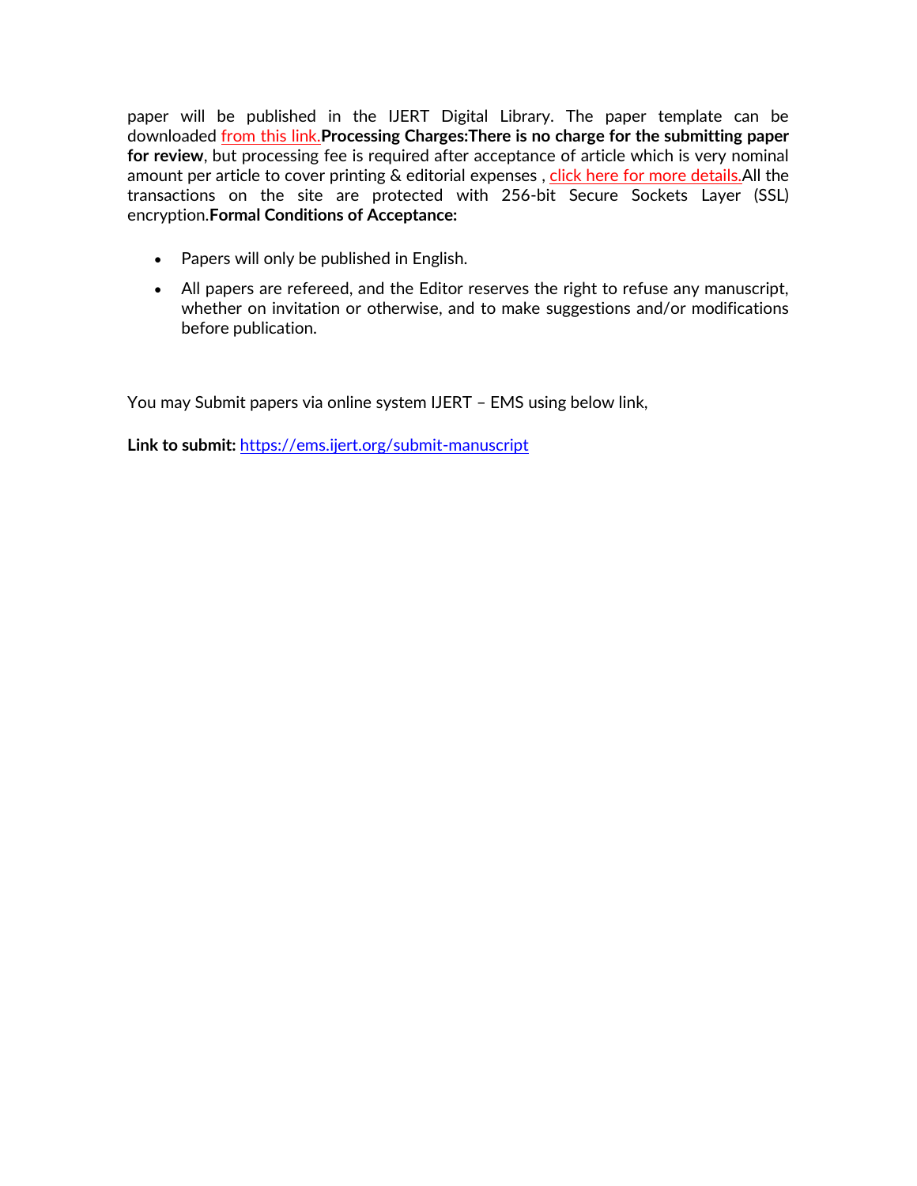paper will be published in the IJERT Digital Library. The paper template can be downloaded from this link.**Processing Charges:There is no charge for the submitting paper for review**, but processing fee is required after acceptance of article which is very nominal amount per article to cover printing & editorial expenses , click here for more details.All the transactions on the site are protected with 256-bit Secure Sockets Layer (SSL) encryption.**Formal Conditions of Acceptance:**

- Papers will only be published in English.
- All papers are refereed, and the Editor reserves the right to refuse any manuscript, whether on invitation or otherwise, and to make suggestions and/or modifications before publication.

You may Submit papers via online system IJERT – EMS using below link,

**Link to submit:** https://ems.ijert.org/submit-manuscript